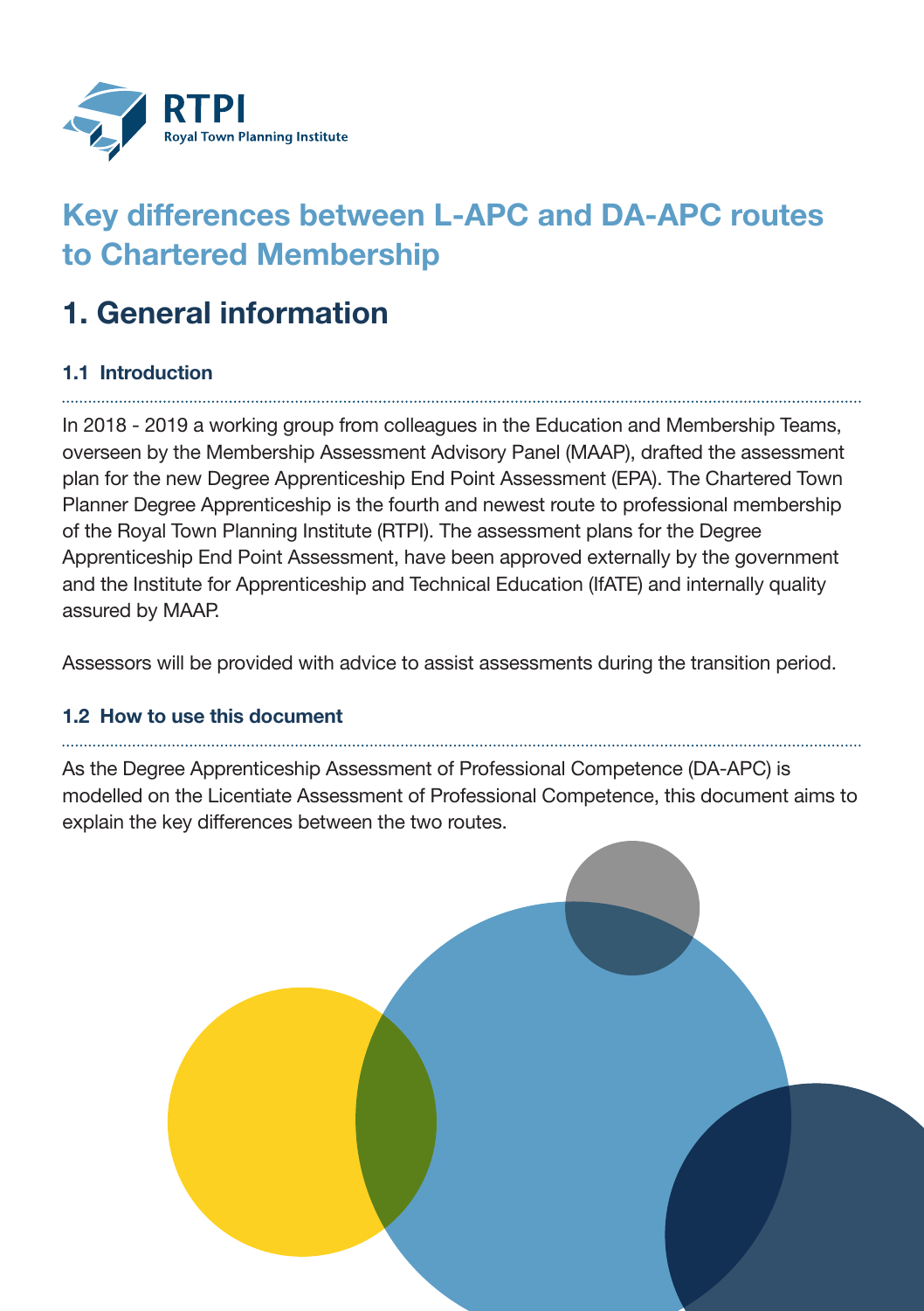RTPI
Royal Town Planning Institute

# Key differences between L-APC and DA-APC routes to Chartered Membership

## 1. General information

### 1.1 Introduction

In 2018 - 2019 a working group from colleagues in the Education and Membership Teams, overseen by the Membership Assessment Advisory Panel (MAAP), drafted the assessment plan for the new Degree Apprenticeship End Point Assessment (EPA). The Chartered Town Planner Degree Apprenticeship is the fourth and newest route to professional membership of the Royal Town Planning Institute (RTPI). The assessment plans for the Degree Apprenticeship End Point Assessment, have been approved externally by the government and the Institute for Apprenticeship and Technical Education (IfATE) and internally quality assured by MAAP.

Assessors will be provided with advice to assist assessments during the transition period.

### 1.2 How to use this document

As the Degree Apprenticeship Assessment of Professional Competence (DA-APC) is modelled on the Licentiate Assessment of Professional Competence, this document aims to explain the key differences between the two routes.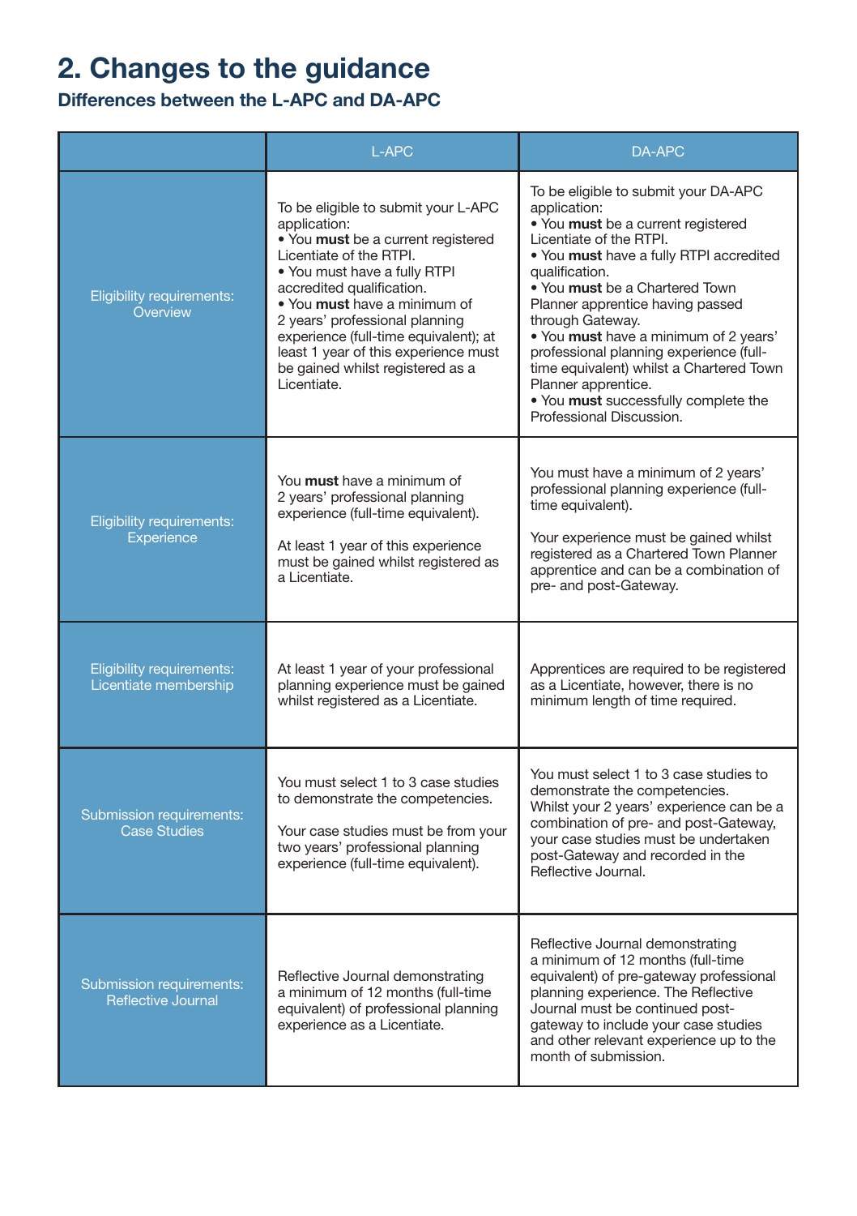## 2. Changes to the guidance

### Differences between the L-APC and DA-APC

| | L-APC | DA-APC |
|---|---|---|
| Eligibility requirements: Overview | To be eligible to submit your L-APC application:<br>• You **must** be a current registered Licentiate of the RTPI.<br>• You must have a fully RTPI accredited qualification.<br>• You **must** have a minimum of 2 years' professional planning experience (full-time equivalent); at least 1 year of this experience must be gained whilst registered as a Licentiate. | To be eligible to submit your DA-APC application:<br>• You **must** be a current registered Licentiate of the RTPI.<br>• You **must** have a fully RTPI accredited qualification.<br>• You **must** be a Chartered Town Planner apprentice having passed through Gateway.<br>• You **must** have a minimum of 2 years' professional planning experience (full-time equivalent) whilst a Chartered Town Planner apprentice.<br>• You **must** successfully complete the Professional Discussion. |
| Eligibility requirements: Experience | You **must** have a minimum of 2 years' professional planning experience (full-time equivalent).<br><br>At least 1 year of this experience must be gained whilst registered as a Licentiate. | You must have a minimum of 2 years' professional planning experience (full-time equivalent).<br><br>Your experience must be gained whilst registered as a Chartered Town Planner apprentice and can be a combination of pre- and post-Gateway. |
| Eligibility requirements: Licentiate membership | At least 1 year of your professional planning experience must be gained whilst registered as a Licentiate. | Apprentices are required to be registered as a Licentiate, however, there is no minimum length of time required. |
| Submission requirements: Case Studies | You must select 1 to 3 case studies to demonstrate the competencies.<br><br>Your case studies must be from your two years' professional planning experience (full-time equivalent). | You must select 1 to 3 case studies to demonstrate the competencies. Whilst your 2 years' experience can be a combination of pre- and post-Gateway, your case studies must be undertaken post-Gateway and recorded in the Reflective Journal. |
| Submission requirements: Reflective Journal | Reflective Journal demonstrating a minimum of 12 months (full-time equivalent) of professional planning experience as a Licentiate. | Reflective Journal demonstrating a minimum of 12 months (full-time equivalent) of pre-gateway professional planning experience. The Reflective Journal must be continued post-gateway to include your case studies and other relevant experience up to the month of submission. |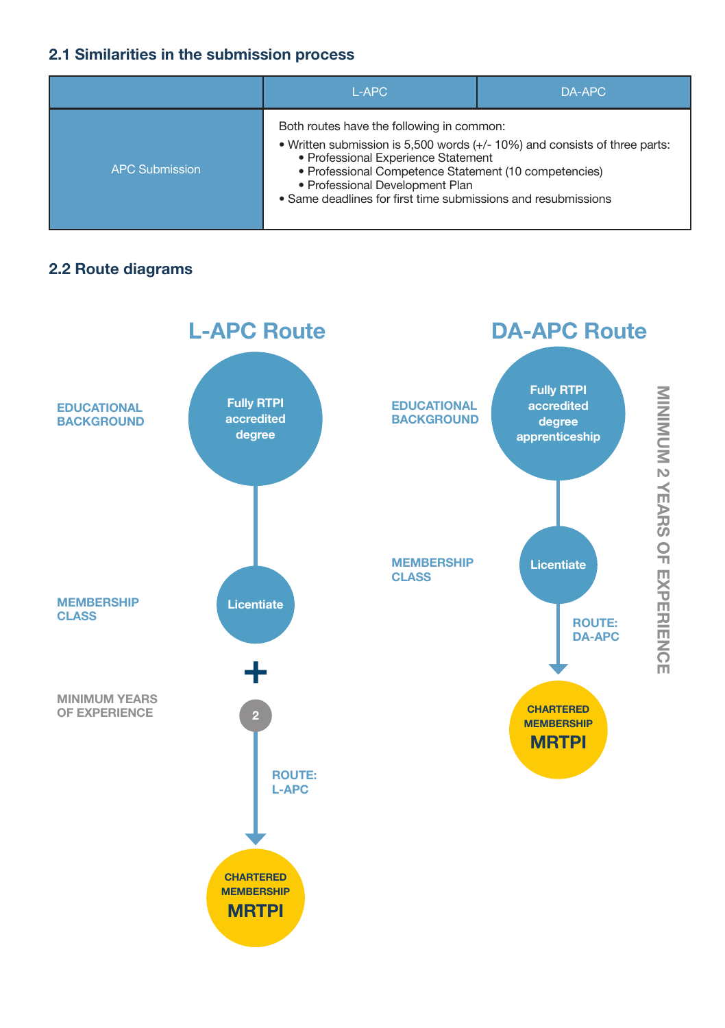### 2.1 Similarities in the submission process

| | L-APC | DA-APC |
|---|---|---|
| APC Submission | Both routes have the following in common:<br>• Written submission is 5,500 words (+/- 10%) and consists of three parts:<br>  • Professional Experience Statement<br>  • Professional Competence Statement (10 competencies)<br>  • Professional Development Plan<br>• Same deadlines for first time submissions and resubmissions | |

### 2.2 Route diagrams

**L-APC Route**

- EDUCATIONAL BACKGROUND: Fully RTPI accredited degree
- MEMBERSHIP CLASS: Licentiate
- +
- MINIMUM YEARS OF EXPERIENCE: 2
- ROUTE: L-APC
- CHARTERED MEMBERSHIP **MRTPI**

**DA-APC Route**

- EDUCATIONAL BACKGROUND: Fully RTPI accredited degree apprenticeship
- MEMBERSHIP CLASS: Licentiate
- ROUTE: DA-APC
- CHARTERED MEMBERSHIP **MRTPI**

MINIMUM 2 YEARS OF EXPERIENCE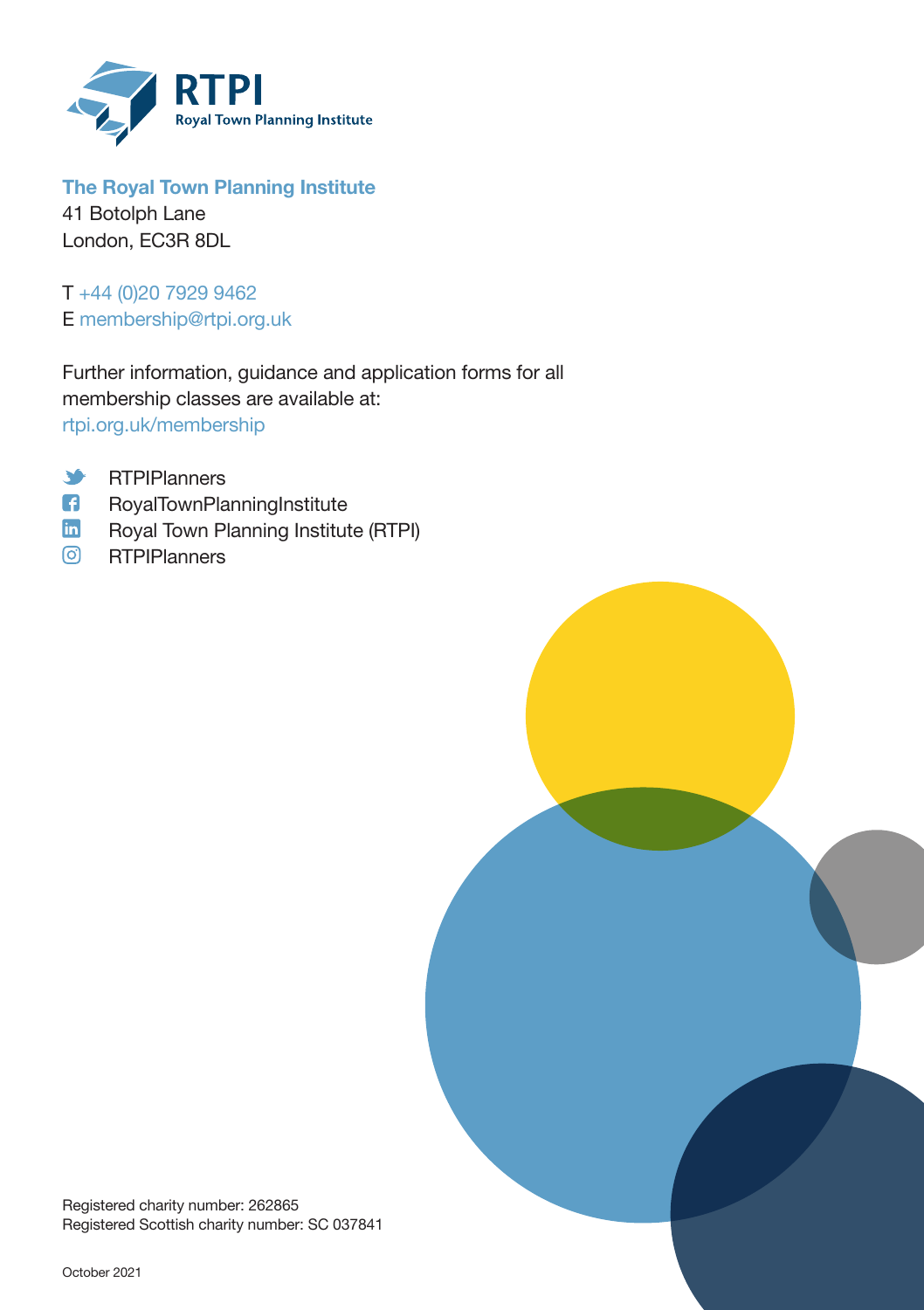RTPI
Royal Town Planning Institute

**The Royal Town Planning Institute**
41 Botolph Lane
London, EC3R 8DL

T +44 (0)20 7929 9462
E membership@rtpi.org.uk

Further information, guidance and application forms for all membership classes are available at:
rtpi.org.uk/membership

- RTPIPlanners
- RoyalTownPlanningInstitute
- Royal Town Planning Institute (RTPI)
- RTPIPlanners

Registered charity number: 262865
Registered Scottish charity number: SC 037841

October 2021